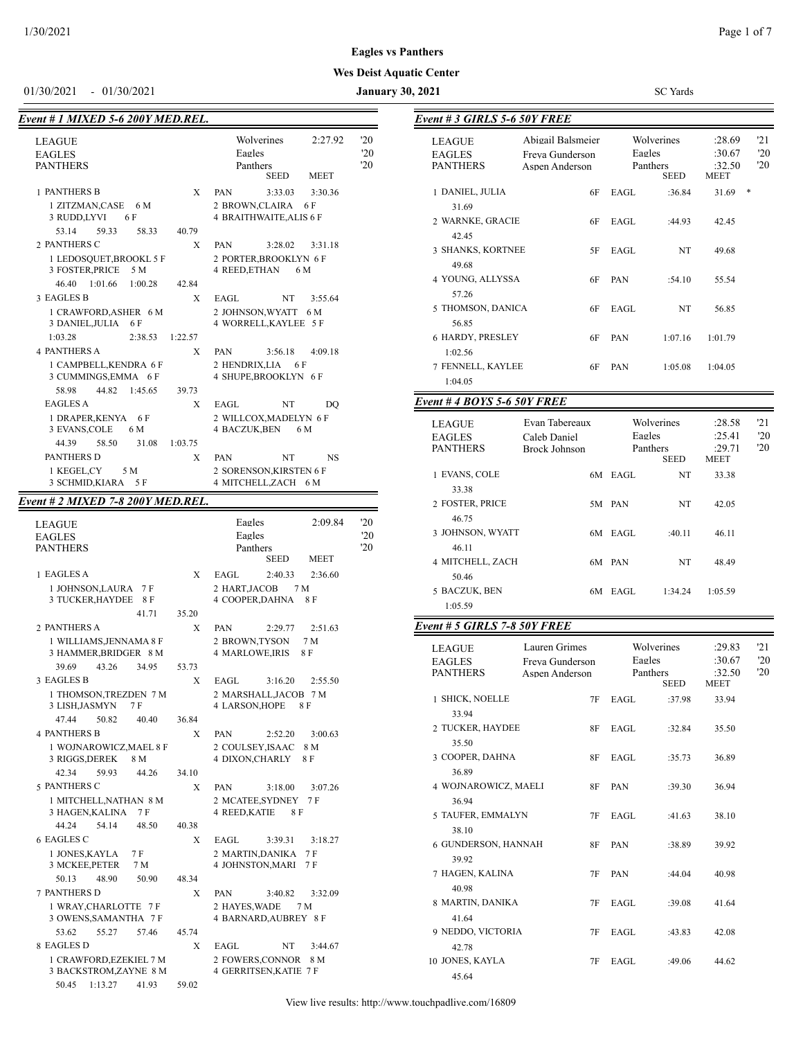**Eagles vs Panthers**

**Wes Deist Aquatic Center**

01/30/2021 - 01/30/2021 **January 30, 2021** SC Yards

### Event # 1 MIXED 5-6 200Y MED.REL.

| | | | | |
|---|---|---|---|---|
| LEAGUE | Wolverines | 2:27.92 | '20 | |
| EAGLES | Eagles | | '20 | |
| PANTHERS | Panthers | | '20 | |
| | | SEED | MEET | |
| 1 PANTHERS B X | PAN | 3:33.03 | 3:30.36 | |
| 1 ZITZMAN,CASE 6 M; 2 BROWN,CLAIRA 6 F; 3 RUDD,LYVI 6 F; 4 BRAITHWAITE,ALIS 6 F | | | | |
| 53.14 59.33 58.33 40.79 | | | | |
| 2 PANTHERS C X | PAN | 3:28.02 | 3:31.18 | |
| 1 LEDOSQUET,BROOKL 5 F; 2 PORTER,BROOKLYN 6 F; 3 FOSTER,PRICE 5 M; 4 REED,ETHAN 6 M | | | | |
| 46.40 1:01.66 1:00.28 42.84 | | | | |
| 3 EAGLES B X | EAGL | NT | 3:55.64 | |
| 1 CRAWFORD,ASHER 6 M; 2 JOHNSON,WYATT 6 M; 3 DANIEL,JULIA 6 F; 4 WORRELL,KAYLEE 5 F | | | | |
| 1:03.28 2:38.53 1:22.57 | | | | |
| 4 PANTHERS A X | PAN | 3:56.18 | 4:09.18 | |
| 1 CAMPBELL,KENDRA 6 F; 2 HENDRIX,LIA 6 F; 3 CUMMINGS,EMMA 6 F; 4 SHUPE,BROOKLYN 6 F | | | | |
| 58.98 44.82 1:45.65 39.73 | | | | |
| EAGLES A X | EAGL | NT | DQ | |
| 1 DRAPER,KENYA 6 F; 2 WILLCOX,MADELYN 6 F; 3 EVANS,COLE 6 M; 4 BACZUK,BEN 6 M | | | | |
| 44.39 58.50 31.08 1:03.75 | | | | |
| PANTHERS D X | PAN | NT | NS | |
| 1 KEGEL,CY 5 M; 2 SORENSON,KIRSTEN 6 F; 3 SCHMID,KIARA 5 F; 4 MITCHELL,ZACH 6 M | | | | |

### Event # 2 MIXED 7-8 200Y MED.REL.

| | | | | |
|---|---|---|---|---|
| LEAGUE | Eagles | 2:09.84 | '20 | |
| EAGLES | Eagles | | '20 | |
| PANTHERS | Panthers | | '20 | |
| | | SEED | MEET | |
| 1 EAGLES A X | EAGL | 2:40.33 | 2:36.60 | |
| 1 JOHNSON,LAURA 7 F; 2 HART,JACOB 7 M; 3 TUCKER,HAYDEE 8 F; 4 COOPER,DAHNA 8 F | | | | |
| 41.71 35.20 | | | | |
| 2 PANTHERS A X | PAN | 2:29.77 | 2:51.63 | |
| 1 WILLIAMS,JENNAMA 8 F; 2 BROWN,TYSON 7 M; 3 HAMMER,BRIDGER 8 M; 4 MARLOWE,IRIS 8 F | | | | |
| 39.69 43.26 34.95 53.73 | | | | |
| 3 EAGLES B X | EAGL | 3:16.20 | 2:55.50 | |
| 1 THOMSON,TREZDEN 7 M; 2 MARSHALL,JACOB 7 M; 3 LISH,JASMYN 7 F; 4 LARSON,HOPE 8 F | | | | |
| 47.44 50.82 40.40 36.84 | | | | |
| 4 PANTHERS B X | PAN | 2:52.20 | 3:00.63 | |
| 1 WOJNAROWICZ,MAEL 8 F; 2 COULSEY,ISAAC 8 M; 3 RIGGS,DEREK 8 M; 4 DIXON,CHARLY 8 F | | | | |
| 42.34 59.93 44.26 34.10 | | | | |
| 5 PANTHERS C X | PAN | 3:18.00 | 3:07.26 | |
| 1 MITCHELL,NATHAN 8 M; 2 MCATEE,SYDNEY 7 F; 3 HAGEN,KALINA 7 F; 4 REED,KATIE 8 F | | | | |
| 44.24 54.14 48.50 40.38 | | | | |
| 6 EAGLES C X | EAGL | 3:39.31 | 3:18.27 | |
| 1 JONES,KAYLA 7 F; 2 MARTIN,DANIKA 7 F; 3 MCKEE,PETER 7 M; 4 JOHNSTON,MARI 7 F | | | | |
| 50.13 48.90 50.90 48.34 | | | | |
| 7 PANTHERS D X | PAN | 3:40.82 | 3:32.09 | |
| 1 WRAY,CHARLOTTE 7 F; 2 HAYES,WADE 7 M; 3 OWENS,SAMANTHA 7 F; 4 BARNARD,AUBREY 8 F | | | | |
| 53.62 55.27 57.46 45.74 | | | | |
| 8 EAGLES D X | EAGL | NT | 3:44.67 | |
| 1 CRAWFORD,EZEKIEL 7 M; 2 FOWERS,CONNOR 8 M; 3 BACKSTROM,ZAYNE 8 M; 4 GERRITSEN,KATIE 7 F | | | | |
| 50.45 1:13.27 41.93 59.02 | | | | |

### Event # 3 GIRLS 5-6 50Y FREE

| | | | | | |
|---|---|---|---|---|---|
| LEAGUE | Abigail Balsmeier | | Wolverines | :28.69 | '21 |
| EAGLES | Freya Gunderson | | Eagles | :30.67 | '20 |
| PANTHERS | Aspen Anderson | | Panthers | :32.50 | '20 |
| | | | | SEED | MEET |
| 1 DANIEL, JULIA | 6F | EAGL | :36.84 | 31.69 * | |
| 31.69 | | | | | |
| 2 WARNKE, GRACIE | 6F | EAGL | :44.93 | 42.45 | |
| 42.45 | | | | | |
| 3 SHANKS, KORTNEE | 5F | EAGL | NT | 49.68 | |
| 49.68 | | | | | |
| 4 YOUNG, ALLYSSA | 6F | PAN | :54.10 | 55.54 | |
| 57.26 | | | | | |
| 5 THOMSON, DANICA | 6F | EAGL | NT | 56.85 | |
| 56.85 | | | | | |
| 6 HARDY, PRESLEY | 6F | PAN | 1:07.16 | 1:01.79 | |
| 1:02.56 | | | | | |
| 7 FENNELL, KAYLEE | 6F | PAN | 1:05.08 | 1:04.05 | |
| 1:04.05 | | | | | |

### Event # 4 BOYS 5-6 50Y FREE

| | | | | | |
|---|---|---|---|---|---|
| LEAGUE | Evan Tabereaux | | Wolverines | :28.58 | '21 |
| EAGLES | Caleb Daniel | | Eagles | :25.41 | '20 |
| PANTHERS | Brock Johnson | | Panthers | :29.71 | '20 |
| | | | | SEED | MEET |
| 1 EVANS, COLE | 6M | EAGL | NT | 33.38 | |
| 33.38 | | | | | |
| 2 FOSTER, PRICE | 5M | PAN | NT | 42.05 | |
| 46.75 | | | | | |
| 3 JOHNSON, WYATT | 6M | EAGL | :40.11 | 46.11 | |
| 46.11 | | | | | |
| 4 MITCHELL, ZACH | 6M | PAN | NT | 48.49 | |
| 50.46 | | | | | |
| 5 BACZUK, BEN | 6M | EAGL | 1:34.24 | 1:05.59 | |
| 1:05.59 | | | | | |

### Event # 5 GIRLS 7-8 50Y FREE

| | | | | | |
|---|---|---|---|---|---|
| LEAGUE | Lauren Grimes | | Wolverines | :29.83 | '21 |
| EAGLES | Freya Gunderson | | Eagles | :30.67 | '20 |
| PANTHERS | Aspen Anderson | | Panthers | :32.50 | '20 |
| | | | | SEED | MEET |
| 1 SHICK, NOELLE | 7F | EAGL | :37.98 | 33.94 | |
| 33.94 | | | | | |
| 2 TUCKER, HAYDEE | 8F | EAGL | :32.84 | 35.50 | |
| 35.50 | | | | | |
| 3 COOPER, DAHNA | 8F | EAGL | :35.73 | 36.89 | |
| 36.89 | | | | | |
| 4 WOJNAROWICZ, MAELI | 8F | PAN | :39.30 | 36.94 | |
| 36.94 | | | | | |
| 5 TAUFER, EMMALYN | 7F | EAGL | :41.63 | 38.10 | |
| 38.10 | | | | | |
| 6 GUNDERSON, HANNAH | 8F | PAN | :38.89 | 39.92 | |
| 39.92 | | | | | |
| 7 HAGEN, KALINA | 7F | PAN | :44.04 | 40.98 | |
| 40.98 | | | | | |
| 8 MARTIN, DANIKA | 7F | EAGL | :39.08 | 41.64 | |
| 41.64 | | | | | |
| 9 NEDDO, VICTORIA | 7F | EAGL | :43.83 | 42.08 | |
| 42.78 | | | | | |
| 10 JONES, KAYLA | 7F | EAGL | :49.06 | 44.62 | |
| 45.64 | | | | | |

View live results: http://www.touchpadlive.com/16809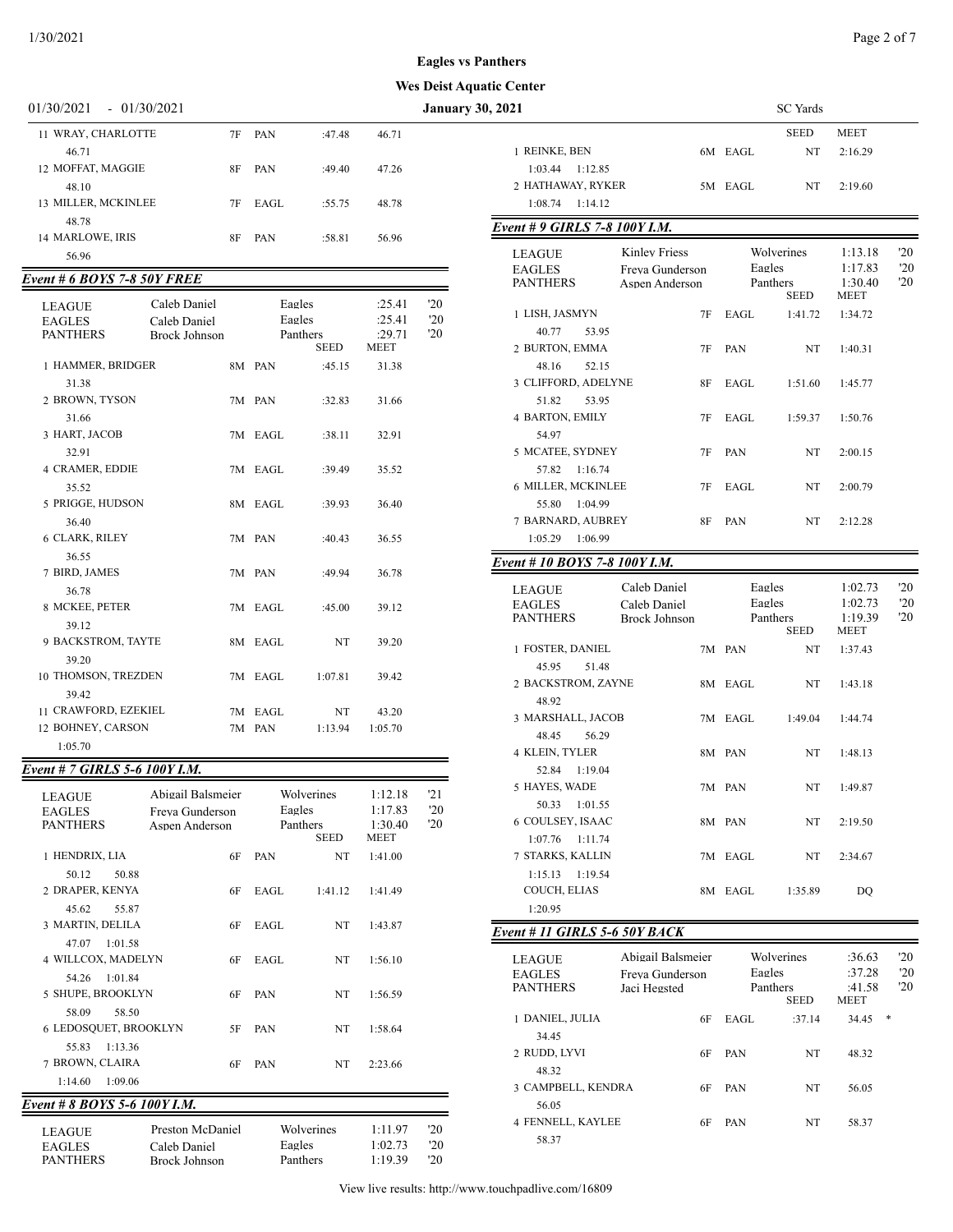**Eagles vs Panthers**

**Wes Deist Aquatic Center**

01/30/2021 - 01/30/2021 **January 30, 2021** SC Yards

| | | | | Seed | Meet | |
|---|---|---|---|---|---|---|
| 11 WRAY, CHARLOTTE | 7F | PAN | | :47.48 | 46.71 | |
| 46.71 | | | | | | |
| 12 MOFFAT, MAGGIE | 8F | PAN | | :49.40 | 47.26 | |
| 48.10 | | | | | | |
| 13 MILLER, MCKINLEE | 7F | EAGL | | :55.75 | 48.78 | |
| 48.78 | | | | | | |
| 14 MARLOWE, IRIS | 8F | PAN | | :58.81 | 56.96 | |
| 56.96 | | | | | | |

## Event # 6 BOYS 7-8 50Y FREE

| | | | | Seed | Meet | |
|---|---|---|---|---|---|---|
| LEAGUE | Caleb Daniel | | Eagles | | :25.41 | '20 |
| EAGLES | Caleb Daniel | | Eagles | | :25.41 | '20 |
| PANTHERS | Brock Johnson | | Panthers | | :29.71 | '20 |
| 1 HAMMER, BRIDGER | 8M | PAN | | :45.15 | 31.38 | |
| 31.38 | | | | | | |
| 2 BROWN, TYSON | 7M | PAN | | :32.83 | 31.66 | |
| 31.66 | | | | | | |
| 3 HART, JACOB | 7M | EAGL | | :38.11 | 32.91 | |
| 32.91 | | | | | | |
| 4 CRAMER, EDDIE | 7M | EAGL | | :39.49 | 35.52 | |
| 35.52 | | | | | | |
| 5 PRIGGE, HUDSON | 8M | EAGL | | :39.93 | 36.40 | |
| 36.40 | | | | | | |
| 6 CLARK, RILEY | 7M | PAN | | :40.43 | 36.55 | |
| 36.55 | | | | | | |
| 7 BIRD, JAMES | 7M | PAN | | :49.94 | 36.78 | |
| 36.78 | | | | | | |
| 8 MCKEE, PETER | 7M | EAGL | | :45.00 | 39.12 | |
| 39.12 | | | | | | |
| 9 BACKSTROM, TAYTE | 8M | EAGL | | NT | 39.20 | |
| 39.20 | | | | | | |
| 10 THOMSON, TREZDEN | 7M | EAGL | | 1:07.81 | 39.42 | |
| 39.42 | | | | | | |
| 11 CRAWFORD, EZEKIEL | 7M | EAGL | | NT | 43.20 | |
| 12 BOHNEY, CARSON | 7M | PAN | | 1:13.94 | 1:05.70 | |
| 1:05.70 | | | | | | |

## Event # 7 GIRLS 5-6 100Y I.M.

| | | | | Seed | Meet | |
|---|---|---|---|---|---|---|
| LEAGUE | Abigail Balsmeier | | Wolverines | | 1:12.18 | '21 |
| EAGLES | Freya Gunderson | | Eagles | | 1:17.83 | '20 |
| PANTHERS | Aspen Anderson | | Panthers | | 1:30.40 | '20 |
| 1 HENDRIX, LIA | 6F | PAN | | NT | 1:41.00 | |
| 50.12 50.88 | | | | | | |
| 2 DRAPER, KENYA | 6F | EAGL | | 1:41.12 | 1:41.49 | |
| 45.62 55.87 | | | | | | |
| 3 MARTIN, DELILA | 6F | EAGL | | NT | 1:43.87 | |
| 47.07 1:01.58 | | | | | | |
| 4 WILLCOX, MADELYN | 6F | EAGL | | NT | 1:56.10 | |
| 54.26 1:01.84 | | | | | | |
| 5 SHUPE, BROOKLYN | 6F | PAN | | NT | 1:56.59 | |
| 58.09 58.50 | | | | | | |
| 6 LEDOSQUET, BROOKLYN | 5F | PAN | | NT | 1:58.64 | |
| 55.83 1:13.36 | | | | | | |
| 7 BROWN, CLAIRA | 6F | PAN | | NT | 2:23.66 | |
| 1:14.60 1:09.06 | | | | | | |

## Event # 8 BOYS 5-6 100Y I.M.

| | | | | Seed | Meet | |
|---|---|---|---|---|---|---|
| LEAGUE | Preston McDaniel | | Wolverines | | 1:11.97 | '20 |
| EAGLES | Caleb Daniel | | Eagles | | 1:02.73 | '20 |
| PANTHERS | Brock Johnson | | Panthers | | 1:19.39 | '20 |
| 1 REINKE, BEN | 6M | EAGL | | NT | 2:16.29 | |
| 1:03.44 1:12.85 | | | | | | |
| 2 HATHAWAY, RYKER | 5M | EAGL | | NT | 2:19.60 | |
| 1:08.74 1:14.12 | | | | | | |

## Event # 9 GIRLS 7-8 100Y I.M.

| | | | | Seed | Meet | |
|---|---|---|---|---|---|---|
| LEAGUE | Kinley Friess | | Wolverines | | 1:13.18 | '20 |
| EAGLES | Freya Gunderson | | Eagles | | 1:17.83 | '20 |
| PANTHERS | Aspen Anderson | | Panthers | | 1:30.40 | '20 |
| 1 LISH, JASMYN | 7F | EAGL | | 1:41.72 | 1:34.72 | |
| 40.77 53.95 | | | | | | |
| 2 BURTON, EMMA | 7F | PAN | | NT | 1:40.31 | |
| 48.16 52.15 | | | | | | |
| 3 CLIFFORD, ADELYNE | 8F | EAGL | | 1:51.60 | 1:45.77 | |
| 51.82 53.95 | | | | | | |
| 4 BARTON, EMILY | 7F | EAGL | | 1:59.37 | 1:50.76 | |
| 54.97 | | | | | | |
| 5 MCATEE, SYDNEY | 7F | PAN | | NT | 2:00.15 | |
| 57.82 1:16.74 | | | | | | |
| 6 MILLER, MCKINLEE | 7F | EAGL | | NT | 2:00.79 | |
| 55.80 1:04.99 | | | | | | |
| 7 BARNARD, AUBREY | 8F | PAN | | NT | 2:12.28 | |
| 1:05.29 1:06.99 | | | | | | |

## Event # 10 BOYS 7-8 100Y I.M.

| | | | | Seed | Meet | |
|---|---|---|---|---|---|---|
| LEAGUE | Caleb Daniel | | Eagles | | 1:02.73 | '20 |
| EAGLES | Caleb Daniel | | Eagles | | 1:02.73 | '20 |
| PANTHERS | Brock Johnson | | Panthers | | 1:19.39 | '20 |
| 1 FOSTER, DANIEL | 7M | PAN | | NT | 1:37.43 | |
| 45.95 51.48 | | | | | | |
| 2 BACKSTROM, ZAYNE | 8M | EAGL | | NT | 1:43.18 | |
| 48.92 | | | | | | |
| 3 MARSHALL, JACOB | 7M | EAGL | | 1:49.04 | 1:44.74 | |
| 48.45 56.29 | | | | | | |
| 4 KLEIN, TYLER | 8M | PAN | | NT | 1:48.13 | |
| 52.84 1:19.04 | | | | | | |
| 5 HAYES, WADE | 7M | PAN | | NT | 1:49.87 | |
| 50.33 1:01.55 | | | | | | |
| 6 COULSEY, ISAAC | 8M | PAN | | NT | 2:19.50 | |
| 1:07.76 1:11.74 | | | | | | |
| 7 STARKS, KALLIN | 7M | EAGL | | NT | 2:34.67 | |
| 1:15.13 1:19.54 | | | | | | |
| COUCH, ELIAS | 8M | EAGL | | 1:35.89 | DQ | |
| 1:20.95 | | | | | | |

## Event # 11 GIRLS 5-6 50Y BACK

| | | | | Seed | Meet | |
|---|---|---|---|---|---|---|
| LEAGUE | Abigail Balsmeier | | Wolverines | | :36.63 | '20 |
| EAGLES | Freya Gunderson | | Eagles | | :37.28 | '20 |
| PANTHERS | Jaci Hegsted | | Panthers | | :41.58 | '20 |
| 1 DANIEL, JULIA | 6F | EAGL | | :37.14 | 34.45 | * |
| 34.45 | | | | | | |
| 2 RUDD, LYVI | 6F | PAN | | NT | 48.32 | |
| 48.32 | | | | | | |
| 3 CAMPBELL, KENDRA | 6F | PAN | | NT | 56.05 | |
| 56.05 | | | | | | |
| 4 FENNELL, KAYLEE | 6F | PAN | | NT | 58.37 | |
| 58.37 | | | | | | |

View live results: http://www.touchpadlive.com/16809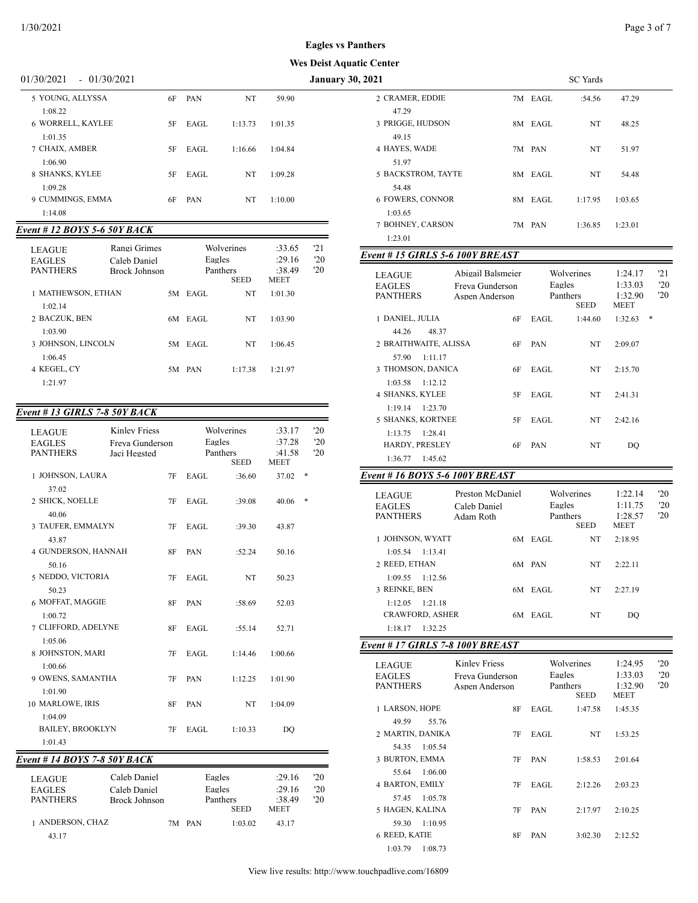## Eagles vs Panthers

## Wes Deist Aquatic Center

01/30/2021 - 01/30/2021 **January 30, 2021** SC Yards

| Place | Name | Age | Team | Seed | Meet |
|---|---|---|---|---|---|
| 5 | YOUNG, ALLYSSA | 6F | PAN | NT | 59.90 |
| | 1:08.22 | | | | |
| 6 | WORRELL, KAYLEE | 5F | EAGL | 1:13.73 | 1:01.35 |
| | 1:01.35 | | | | |
| 7 | CHAIX, AMBER | 5F | EAGL | 1:16.66 | 1:04.84 |
| | 1:06.90 | | | | |
| 8 | SHANKS, KYLEE | 5F | EAGL | NT | 1:09.28 |
| | 1:09.28 | | | | |
| 9 | CUMMINGS, EMMA | 6F | PAN | NT | 1:10.00 |
| | 1:14.08 | | | | |

### *Event # 12 BOYS 5-6 50Y BACK*

| Record | Name | Team | Time | Year |
|---|---|---|---|---|
| LEAGUE | Rangi Grimes | Wolverines | :33.65 | '21 |
| EAGLES | Caleb Daniel | Eagles | :29.16 | '20 |
| PANTHERS | Brock Johnson | Panthers | :38.49 | '20 |

| Place | Name | Age | Team | SEED | MEET |
|---|---|---|---|---|---|
| 1 | MATHEWSON, ETHAN | 5M | EAGL | NT | 1:01.30 |
| | 1:02.14 | | | | |
| 2 | BACZUK, BEN | 6M | EAGL | NT | 1:03.90 |
| | 1:03.90 | | | | |
| 3 | JOHNSON, LINCOLN | 5M | EAGL | NT | 1:06.45 |
| | 1:06.45 | | | | |
| 4 | KEGEL, CY | 5M | PAN | 1:17.38 | 1:21.97 |
| | 1:21.97 | | | | |

### *Event # 13 GIRLS 7-8 50Y BACK*

| Record | Name | Team | Time | Year |
|---|---|---|---|---|
| LEAGUE | Kinley Friess | Wolverines | :33.17 | '20 |
| EAGLES | Freya Gunderson | Eagles | :37.28 | '20 |
| PANTHERS | Jaci Hegsted | Panthers | :41.58 | '20 |

| Place | Name | Age | Team | SEED | MEET | |
|---|---|---|---|---|---|---|
| 1 | JOHNSON, LAURA | 7F | EAGL | :36.60 | 37.02 | * |
| | 37.02 | | | | | |
| 2 | SHICK, NOELLE | 7F | EAGL | :39.08 | 40.06 | * |
| | 40.06 | | | | | |
| 3 | TAUFER, EMMALYN | 7F | EAGL | :39.30 | 43.87 | |
| | 43.87 | | | | | |
| 4 | GUNDERSON, HANNAH | 8F | PAN | :52.24 | 50.16 | |
| | 50.16 | | | | | |
| 5 | NEDDO, VICTORIA | 7F | EAGL | NT | 50.23 | |
| | 50.23 | | | | | |
| 6 | MOFFAT, MAGGIE | 8F | PAN | :58.69 | 52.03 | |
| | 1:00.72 | | | | | |
| 7 | CLIFFORD, ADELYNE | 8F | EAGL | :55.14 | 52.71 | |
| | 1:05.06 | | | | | |
| 8 | JOHNSTON, MARI | 7F | EAGL | 1:14.46 | 1:00.66 | |
| | 1:00.66 | | | | | |
| 9 | OWENS, SAMANTHA | 7F | PAN | 1:12.25 | 1:01.90 | |
| | 1:01.90 | | | | | |
| 10 | MARLOWE, IRIS | 8F | PAN | NT | 1:04.09 | |
| | 1:04.09 | | | | | |
| | BAILEY, BROOKLYN | 7F | EAGL | 1:10.33 | DQ | |
| | 1:01.43 | | | | | |

### *Event # 14 BOYS 7-8 50Y BACK*

| Record | Name | Team | Time | Year |
|---|---|---|---|---|
| LEAGUE | Caleb Daniel | Eagles | :29.16 | '20 |
| EAGLES | Caleb Daniel | Eagles | :29.16 | '20 |
| PANTHERS | Brock Johnson | Panthers | :38.49 | '20 |

| Place | Name | Age | Team | SEED | MEET |
|---|---|---|---|---|---|
| 1 | ANDERSON, CHAZ | 7M | PAN | 1:03.02 | 43.17 |
| | 43.17 | | | | |
| 2 | CRAMER, EDDIE | 7M | EAGL | :54.56 | 47.29 |
| | 47.29 | | | | |
| 3 | PRIGGE, HUDSON | 8M | EAGL | NT | 48.25 |
| | 49.15 | | | | |
| 4 | HAYES, WADE | 7M | PAN | NT | 51.97 |
| | 51.97 | | | | |
| 5 | BACKSTROM, TAYTE | 8M | EAGL | NT | 54.48 |
| | 54.48 | | | | |
| 6 | FOWERS, CONNOR | 8M | EAGL | 1:17.95 | 1:03.65 |
| | 1:03.65 | | | | |
| 7 | BOHNEY, CARSON | 7M | PAN | 1:36.85 | 1:23.01 |
| | 1:23.01 | | | | |

### *Event # 15 GIRLS 5-6 100Y BREAST*

| Record | Name | Team | Time | Year |
|---|---|---|---|---|
| LEAGUE | Abigail Balsmeier | Wolverines | 1:24.17 | '21 |
| EAGLES | Freya Gunderson | Eagles | 1:33.03 | '20 |
| PANTHERS | Aspen Anderson | Panthers | 1:32.90 | '20 |

| Place | Name | Age | Team | SEED | MEET | |
|---|---|---|---|---|---|---|
| 1 | DANIEL, JULIA | 6F | EAGL | 1:44.60 | 1:32.63 | * |
| | 44.26 48.37 | | | | | |
| 2 | BRAITHWAITE, ALISSA | 6F | PAN | NT | 2:09.07 | |
| | 57.90 1:11.17 | | | | | |
| 3 | THOMSON, DANICA | 6F | EAGL | NT | 2:15.70 | |
| | 1:03.58 1:12.12 | | | | | |
| 4 | SHANKS, KYLEE | 5F | EAGL | NT | 2:41.31 | |
| | 1:19.14 1:23.70 | | | | | |
| 5 | SHANKS, KORTNEE | 5F | EAGL | NT | 2:42.16 | |
| | 1:13.75 1:28.41 | | | | | |
| | HARDY, PRESLEY | 6F | PAN | NT | DQ | |
| | 1:36.77 1:45.62 | | | | | |

### *Event # 16 BOYS 5-6 100Y BREAST*

| Record | Name | Team | Time | Year |
|---|---|---|---|---|
| LEAGUE | Preston McDaniel | Wolverines | 1:22.14 | '20 |
| EAGLES | Caleb Daniel | Eagles | 1:11.75 | '20 |
| PANTHERS | Adam Roth | Panthers | 1:28.57 | '20 |

| Place | Name | Age | Team | SEED | MEET |
|---|---|---|---|---|---|
| 1 | JOHNSON, WYATT | 6M | EAGL | NT | 2:18.95 |
| | 1:05.54 1:13.41 | | | | |
| 2 | REED, ETHAN | 6M | PAN | NT | 2:22.11 |
| | 1:09.55 1:12.56 | | | | |
| 3 | REINKE, BEN | 6M | EAGL | NT | 2:27.19 |
| | 1:12.05 1:21.18 | | | | |
| | CRAWFORD, ASHER | 6M | EAGL | NT | DQ |
| | 1:18.17 1:32.25 | | | | |

### *Event # 17 GIRLS 7-8 100Y BREAST*

| Record | Name | Team | Time | Year |
|---|---|---|---|---|
| LEAGUE | Kinley Friess | Wolverines | 1:24.95 | '20 |
| EAGLES | Freya Gunderson | Eagles | 1:33.03 | '20 |
| PANTHERS | Aspen Anderson | Panthers | 1:32.90 | '20 |

| Place | Name | Age | Team | SEED | MEET |
|---|---|---|---|---|---|
| 1 | LARSON, HOPE | 8F | EAGL | 1:47.58 | 1:45.35 |
| | 49.59 55.76 | | | | |
| 2 | MARTIN, DANIKA | 7F | EAGL | NT | 1:53.25 |
| | 54.35 1:05.54 | | | | |
| 3 | BURTON, EMMA | 7F | PAN | 1:58.53 | 2:01.64 |
| | 55.64 1:06.00 | | | | |
| 4 | BARTON, EMILY | 7F | EAGL | 2:12.26 | 2:03.23 |
| | 57.45 1:05.78 | | | | |
| 5 | HAGEN, KALINA | 7F | PAN | 2:17.97 | 2:10.25 |
| | 59.30 1:10.95 | | | | |
| 6 | REED, KATIE | 8F | PAN | 3:02.30 | 2:12.52 |
| | 1:03.79 1:08.73 | | | | |

View live results: http://www.touchpadlive.com/16809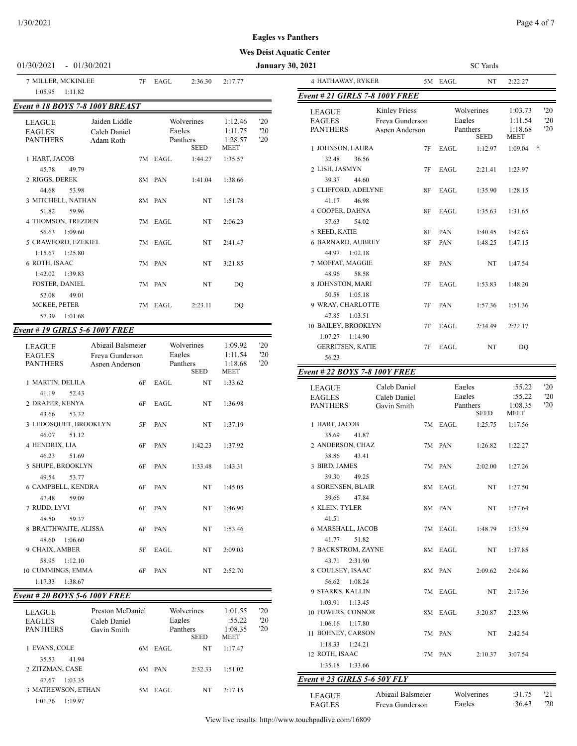Eagles vs Panthers

Wes Deist Aquatic Center

01/30/2021 - 01/30/2021 January 30, 2021 SC Yards

| Name | Age | Team | Seed | Meet |
|---|---|---|---|---|
| 7 MILLER, MCKINLEE | 7F | EAGL | 2:36.30 | 2:17.77 |
| 1:05.95 1:11.82 | | | | |

### Event # 18 BOYS 7-8 100Y BREAST

| | | | | |
|---|---|---|---|---|
| LEAGUE | Jaiden Liddle | Wolverines | 1:12.46 | '20 |
| EAGLES | Caleb Daniel | Eagles | 1:11.75 | '20 |
| PANTHERS | Adam Roth | Panthers | 1:28.57 | '20 |

| Name | Age | Team | SEED | MEET |
|---|---|---|---|---|
| 1 HART, JACOB | 7M | EAGL | 1:44.27 | 1:35.57 |
| 45.78 49.79 | | | | |
| 2 RIGGS, DEREK | 8M | PAN | 1:41.04 | 1:38.66 |
| 44.68 53.98 | | | | |
| 3 MITCHELL, NATHAN | 8M | PAN | NT | 1:51.78 |
| 51.82 59.96 | | | | |
| 4 THOMSON, TREZDEN | 7M | EAGL | NT | 2:06.23 |
| 56.63 1:09.60 | | | | |
| 5 CRAWFORD, EZEKIEL | 7M | EAGL | NT | 2:41.47 |
| 1:15.67 1:25.80 | | | | |
| 6 ROTH, ISAAC | 7M | PAN | NT | 3:21.85 |
| 1:42.02 1:39.83 | | | | |
| FOSTER, DANIEL | 7M | PAN | NT | DQ |
| 52.08 49.01 | | | | |
| MCKEE, PETER | 7M | EAGL | 2:23.11 | DQ |
| 57.39 1:01.68 | | | | |

### Event # 19 GIRLS 5-6 100Y FREE

| | | | | |
|---|---|---|---|---|
| LEAGUE | Abigail Balsmeier | Wolverines | 1:09.92 | '20 |
| EAGLES | Freya Gunderson | Eagles | 1:11.54 | '20 |
| PANTHERS | Aspen Anderson | Panthers | 1:18.68 | '20 |

| Name | Age | Team | SEED | MEET |
|---|---|---|---|---|
| 1 MARTIN, DELILA | 6F | EAGL | NT | 1:33.62 |
| 41.19 52.43 | | | | |
| 2 DRAPER, KENYA | 6F | EAGL | NT | 1:36.98 |
| 43.66 53.32 | | | | |
| 3 LEDOSQUET, BROOKLYN | 5F | PAN | NT | 1:37.19 |
| 46.07 51.12 | | | | |
| 4 HENDRIX, LIA | 6F | PAN | 1:42.23 | 1:37.92 |
| 46.23 51.69 | | | | |
| 5 SHUPE, BROOKLYN | 6F | PAN | 1:33.48 | 1:43.31 |
| 49.54 53.77 | | | | |
| 6 CAMPBELL, KENDRA | 6F | PAN | NT | 1:45.05 |
| 47.48 59.09 | | | | |
| 7 RUDD, LYVI | 6F | PAN | NT | 1:46.90 |
| 48.50 59.37 | | | | |
| 8 BRAITHWAITE, ALISSA | 6F | PAN | NT | 1:53.46 |
| 48.60 1:06.60 | | | | |
| 9 CHAIX, AMBER | 5F | EAGL | NT | 2:09.03 |
| 58.95 1:12.10 | | | | |
| 10 CUMMINGS, EMMA | 6F | PAN | NT | 2:52.70 |
| 1:17.33 1:38.67 | | | | |

### Event # 20 BOYS 5-6 100Y FREE

| | | | | |
|---|---|---|---|---|
| LEAGUE | Preston McDaniel | Wolverines | 1:01.55 | '20 |
| EAGLES | Caleb Daniel | Eagles | :55.22 | '20 |
| PANTHERS | Gavin Smith | Panthers | 1:08.35 | '20 |

| Name | Age | Team | SEED | MEET |
|---|---|---|---|---|
| 1 EVANS, COLE | 6M | EAGL | NT | 1:17.47 |
| 35.53 41.94 | | | | |
| 2 ZITZMAN, CASE | 6M | PAN | 2:32.33 | 1:51.02 |
| 47.67 1:03.35 | | | | |
| 3 MATHEWSON, ETHAN | 5M | EAGL | NT | 2:17.15 |
| 1:01.76 1:19.97 | | | | |
| 4 HATHAWAY, RYKER | 5M | EAGL | NT | 2:22.27 |

### Event # 21 GIRLS 7-8 100Y FREE

| | | | | |
|---|---|---|---|---|
| LEAGUE | Kinley Friess | Wolverines | 1:03.73 | '20 |
| EAGLES | Freya Gunderson | Eagles | 1:11.54 | '20 |
| PANTHERS | Aspen Anderson | Panthers | 1:18.68 | '20 |

| Name | Age | Team | SEED | MEET |
|---|---|---|---|---|
| 1 JOHNSON, LAURA | 7F | EAGL | 1:12.97 | 1:09.04 * |
| 32.48 36.56 | | | | |
| 2 LISH, JASMYN | 7F | EAGL | 2:21.41 | 1:23.97 |
| 39.37 44.60 | | | | |
| 3 CLIFFORD, ADELYNE | 8F | EAGL | 1:35.90 | 1:28.15 |
| 41.17 46.98 | | | | |
| 4 COOPER, DAHNA | 8F | EAGL | 1:35.63 | 1:31.65 |
| 37.63 54.02 | | | | |
| 5 REED, KATIE | 8F | PAN | 1:40.45 | 1:42.63 |
| 6 BARNARD, AUBREY | 8F | PAN | 1:48.25 | 1:47.15 |
| 44.97 1:02.18 | | | | |
| 7 MOFFAT, MAGGIE | 8F | PAN | NT | 1:47.54 |
| 48.96 58.58 | | | | |
| 8 JOHNSTON, MARI | 7F | EAGL | 1:53.83 | 1:48.20 |
| 50.58 1:05.18 | | | | |
| 9 WRAY, CHARLOTTE | 7F | PAN | 1:57.36 | 1:51.36 |
| 47.85 1:03.51 | | | | |
| 10 BAILEY, BROOKLYN | 7F | EAGL | 2:34.49 | 2:22.17 |
| 1:07.27 1:14.90 | | | | |
| GERRITSEN, KATIE | 7F | EAGL | NT | DQ |
| 56.23 | | | | |

### Event # 22 BOYS 7-8 100Y FREE

| | | | | |
|---|---|---|---|---|
| LEAGUE | Caleb Daniel | Eagles | :55.22 | '20 |
| EAGLES | Caleb Daniel | Eagles | :55.22 | '20 |
| PANTHERS | Gavin Smith | Panthers | 1:08.35 | '20 |

| Name | Age | Team | SEED | MEET |
|---|---|---|---|---|
| 1 HART, JACOB | 7M | EAGL | 1:25.75 | 1:17.56 |
| 35.69 41.87 | | | | |
| 2 ANDERSON, CHAZ | 7M | PAN | 1:26.82 | 1:22.27 |
| 38.86 43.41 | | | | |
| 3 BIRD, JAMES | 7M | PAN | 2:02.00 | 1:27.26 |
| 39.30 49.25 | | | | |
| 4 SORENSEN, BLAIR | 8M | EAGL | NT | 1:27.50 |
| 39.66 47.84 | | | | |
| 5 KLEIN, TYLER | 8M | PAN | NT | 1:27.64 |
| 41.51 | | | | |
| 6 MARSHALL, JACOB | 7M | EAGL | 1:48.79 | 1:33.59 |
| 41.77 51.82 | | | | |
| 7 BACKSTROM, ZAYNE | 8M | EAGL | NT | 1:37.85 |
| 43.71 2:31.90 | | | | |
| 8 COULSEY, ISAAC | 8M | PAN | 2:09.62 | 2:04.86 |
| 56.62 1:08.24 | | | | |
| 9 STARKS, KALLIN | 7M | EAGL | NT | 2:17.36 |
| 1:03.91 1:13.45 | | | | |
| 10 FOWERS, CONNOR | 8M | EAGL | 3:20.87 | 2:23.96 |
| 1:06.16 1:17.80 | | | | |
| 11 BOHNEY, CARSON | 7M | PAN | NT | 2:42.54 |
| 1:18.33 1:24.21 | | | | |
| 12 ROTH, ISAAC | 7M | PAN | 2:10.37 | 3:07.54 |
| 1:35.18 1:33.66 | | | | |

### Event # 23 GIRLS 5-6 50Y FLY

| | | | | |
|---|---|---|---|---|
| LEAGUE | Abigail Balsmeier | Wolverines | :31.75 | '21 |
| EAGLES | Freya Gunderson | Eagles | :36.43 | '20 |

View live results: http://www.touchpadlive.com/16809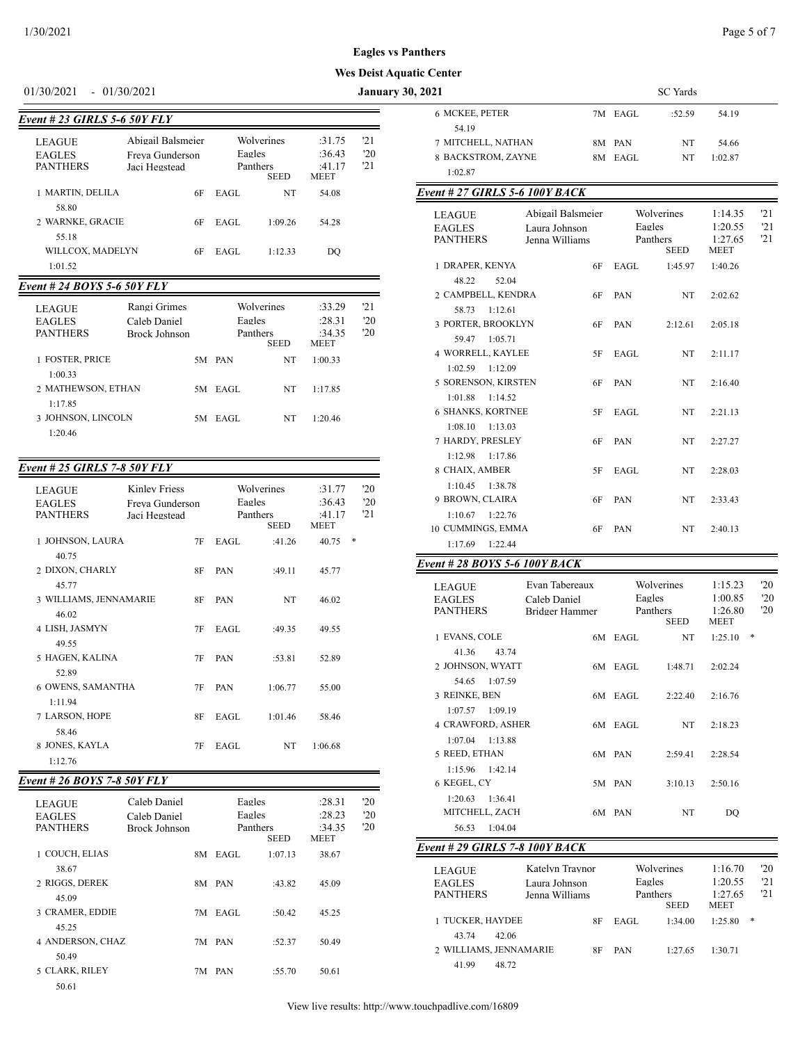**Eagles vs Panthers**

**Wes Deist Aquatic Center**

01/30/2021 - 01/30/2021 **January 30, 2021** SC Yards

### Event # 23 GIRLS 5-6 50Y FLY

| | | | | |
|---|---|---|---|---|
| LEAGUE | Abigail Balsmeier | Wolverines | :31.75 | '21 |
| EAGLES | Freya Gunderson | Eagles | :36.43 | '20 |
| PANTHERS | Jaci Hegstead | Panthers | :41.17 | '21 |

| Place | Name | Age | Team | Seed | Meet | Splits |
|---|---|---|---|---|---|---|
| 1 | MARTIN, DELILA | 6F | EAGL | NT | 54.08 | 58.80 |
| 2 | WARNKE, GRACIE | 6F | EAGL | 1:09.26 | 54.28 | 55.18 |
| | WILLCOX, MADELYN | 6F | EAGL | 1:12.33 | DQ | 1:01.52 |

### Event # 24 BOYS 5-6 50Y FLY

| | | | | |
|---|---|---|---|---|
| LEAGUE | Rangi Grimes | Wolverines | :33.29 | '21 |
| EAGLES | Caleb Daniel | Eagles | :28.31 | '20 |
| PANTHERS | Brock Johnson | Panthers | :34.35 | '20 |

| Place | Name | Age | Team | Seed | Meet | Splits |
|---|---|---|---|---|---|---|
| 1 | FOSTER, PRICE | 5M | PAN | NT | 1:00.33 | 1:00.33 |
| 2 | MATHEWSON, ETHAN | 5M | EAGL | NT | 1:17.85 | 1:17.85 |
| 3 | JOHNSON, LINCOLN | 5M | EAGL | NT | 1:20.46 | 1:20.46 |

### Event # 25 GIRLS 7-8 50Y FLY

| | | | | |
|---|---|---|---|---|
| LEAGUE | Kinley Friess | Wolverines | :31.77 | '20 |
| EAGLES | Freya Gunderson | Eagles | :36.43 | '20 |
| PANTHERS | Jaci Hegstead | Panthers | :41.17 | '21 |

| Place | Name | Age | Team | Seed | Meet | Splits |
|---|---|---|---|---|---|---|
| 1 | JOHNSON, LAURA | 7F | EAGL | :41.26 | 40.75 * | 40.75 |
| 2 | DIXON, CHARLY | 8F | PAN | :49.11 | 45.77 | 45.77 |
| 3 | WILLIAMS, JENNAMARIE | 8F | PAN | NT | 46.02 | 46.02 |
| 4 | LISH, JASMYN | 7F | EAGL | :49.35 | 49.55 | 49.55 |
| 5 | HAGEN, KALINA | 7F | PAN | :53.81 | 52.89 | 52.89 |
| 6 | OWENS, SAMANTHA | 7F | PAN | 1:06.77 | 55.00 | 1:11.94 |
| 7 | LARSON, HOPE | 8F | EAGL | 1:01.46 | 58.46 | 58.46 |
| 8 | JONES, KAYLA | 7F | EAGL | NT | 1:06.68 | 1:12.76 |

### Event # 26 BOYS 7-8 50Y FLY

| | | | | |
|---|---|---|---|---|
| LEAGUE | Caleb Daniel | Eagles | :28.31 | '20 |
| EAGLES | Caleb Daniel | Eagles | :28.23 | '20 |
| PANTHERS | Brock Johnson | Panthers | :34.35 | '20 |

| Place | Name | Age | Team | Seed | Meet | Splits |
|---|---|---|---|---|---|---|
| 1 | COUCH, ELIAS | 8M | EAGL | 1:07.13 | 38.67 | 38.67 |
| 2 | RIGGS, DEREK | 8M | PAN | :43.82 | 45.09 | 45.09 |
| 3 | CRAMER, EDDIE | 7M | EAGL | :50.42 | 45.25 | 45.25 |
| 4 | ANDERSON, CHAZ | 7M | PAN | :52.37 | 50.49 | 50.49 |
| 5 | CLARK, RILEY | 7M | PAN | :55.70 | 50.61 | 50.61 |
| 6 | MCKEE, PETER | 7M | EAGL | :52.59 | 54.19 | 54.19 |
| 7 | MITCHELL, NATHAN | 8M | PAN | NT | 54.66 | |
| 8 | BACKSTROM, ZAYNE | 8M | EAGL | NT | 1:02.87 | 1:02.87 |

### Event # 27 GIRLS 5-6 100Y BACK

| | | | | |
|---|---|---|---|---|
| LEAGUE | Abigail Balsmeier | Wolverines | 1:14.35 | '21 |
| EAGLES | Laura Johnson | Eagles | 1:20.55 | '21 |
| PANTHERS | Jenna Williams | Panthers | 1:27.65 | '21 |

| Place | Name | Age | Team | Seed | Meet | Splits |
|---|---|---|---|---|---|---|
| 1 | DRAPER, KENYA | 6F | EAGL | 1:45.97 | 1:40.26 | 48.22 52.04 |
| 2 | CAMPBELL, KENDRA | 6F | PAN | NT | 2:02.62 | 58.73 1:12.61 |
| 3 | PORTER, BROOKLYN | 6F | PAN | 2:12.61 | 2:05.18 | 59.47 1:05.71 |
| 4 | WORRELL, KAYLEE | 5F | EAGL | NT | 2:11.17 | 1:02.59 1:12.09 |
| 5 | SORENSON, KIRSTEN | 6F | PAN | NT | 2:16.40 | 1:01.88 1:14.52 |
| 6 | SHANKS, KORTNEE | 5F | EAGL | NT | 2:21.13 | 1:08.10 1:13.03 |
| 7 | HARDY, PRESLEY | 6F | PAN | NT | 2:27.27 | 1:12.98 1:17.86 |
| 8 | CHAIX, AMBER | 5F | EAGL | NT | 2:28.03 | 1:10.45 1:38.78 |
| 9 | BROWN, CLAIRA | 6F | PAN | NT | 2:33.43 | 1:10.67 1:22.76 |
| 10 | CUMMINGS, EMMA | 6F | PAN | NT | 2:40.13 | 1:17.69 1:22.44 |

### Event # 28 BOYS 5-6 100Y BACK

| | | | | |
|---|---|---|---|---|
| LEAGUE | Evan Tabereaux | Wolverines | 1:15.23 | '20 |
| EAGLES | Caleb Daniel | Eagles | 1:00.85 | '20 |
| PANTHERS | Bridger Hammer | Panthers | 1:26.80 | '20 |

| Place | Name | Age | Team | Seed | Meet | Splits |
|---|---|---|---|---|---|---|
| 1 | EVANS, COLE | 6M | EAGL | NT | 1:25.10 * | 41.36 43.74 |
| 2 | JOHNSON, WYATT | 6M | EAGL | 1:48.71 | 2:02.24 | 54.65 1:07.59 |
| 3 | REINKE, BEN | 6M | EAGL | 2:22.40 | 2:16.76 | 1:07.57 1:09.19 |
| 4 | CRAWFORD, ASHER | 6M | EAGL | NT | 2:18.23 | 1:07.04 1:13.88 |
| 5 | REED, ETHAN | 6M | PAN | 2:59.41 | 2:28.54 | 1:15.96 1:42.14 |
| 6 | KEGEL, CY | 5M | PAN | 3:10.13 | 2:50.16 | 1:20.63 1:36.41 |
| | MITCHELL, ZACH | 6M | PAN | NT | DQ | 56.53 1:04.04 |

### Event # 29 GIRLS 7-8 100Y BACK

| | | | | |
|---|---|---|---|---|
| LEAGUE | Katelyn Traynor | Wolverines | 1:16.70 | '20 |
| EAGLES | Laura Johnson | Eagles | 1:20.55 | '21 |
| PANTHERS | Jenna Williams | Panthers | 1:27.65 | '21 |

| Place | Name | Age | Team | Seed | Meet | Splits |
|---|---|---|---|---|---|---|
| 1 | TUCKER, HAYDEE | 8F | EAGL | 1:34.00 | 1:25.80 * | 43.74 42.06 |
| 2 | WILLIAMS, JENNAMARIE | 8F | PAN | 1:27.65 | 1:30.71 | 41.99 48.72 |

View live results: http://www.touchpadlive.com/16809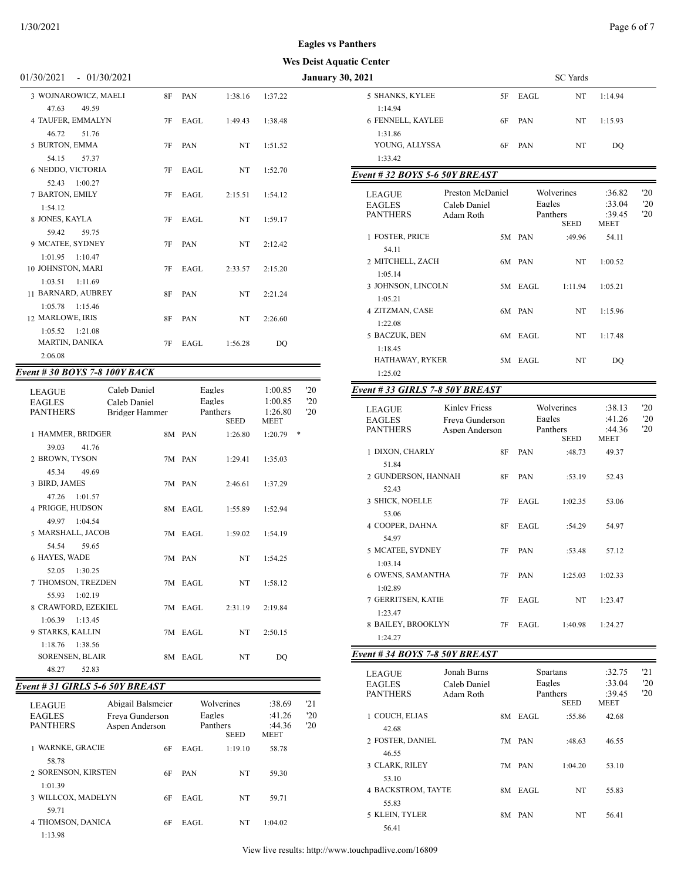**Eagles vs Panthers**

**Wes Deist Aquatic Center**

01/30/2021 - 01/30/2021 **January 30, 2021** SC Yards

| Place | Name | Age | Team | Seed | Meet |
|---|---|---|---|---|---|
| 3 | WOJNAROWICZ, MAELI | 8F | PAN | 1:38.16 | 1:37.22 |
| | 47.63 49.59 | | | | |
| 4 | TAUFER, EMMALYN | 7F | EAGL | 1:49.43 | 1:38.48 |
| | 46.72 51.76 | | | | |
| 5 | BURTON, EMMA | 7F | PAN | NT | 1:51.52 |
| | 54.15 57.37 | | | | |
| 6 | NEDDO, VICTORIA | 7F | EAGL | NT | 1:52.70 |
| | 52.43 1:00.27 | | | | |
| 7 | BARTON, EMILY | 7F | EAGL | 2:15.51 | 1:54.12 |
| | 1:54.12 | | | | |
| 8 | JONES, KAYLA | 7F | EAGL | NT | 1:59.17 |
| | 59.42 59.75 | | | | |
| 9 | MCATEE, SYDNEY | 7F | PAN | NT | 2:12.42 |
| | 1:01.95 1:10.47 | | | | |
| 10 | JOHNSTON, MARI | 7F | EAGL | 2:33.57 | 2:15.20 |
| | 1:03.51 1:11.69 | | | | |
| 11 | BARNARD, AUBREY | 8F | PAN | NT | 2:21.24 |
| | 1:05.78 1:15.46 | | | | |
| 12 | MARLOWE, IRIS | 8F | PAN | NT | 2:26.60 |
| | 1:05.52 1:21.08 | | | | |
| | MARTIN, DANIKA | 7F | EAGL | 1:56.28 | DQ |
| | 2:06.08 | | | | |

### *Event # 30 BOYS 7-8 100Y BACK*

| | | | | |
|---|---|---|---|---|
| LEAGUE | Caleb Daniel | Eagles | 1:00.85 | '20 |
| EAGLES | Caleb Daniel | Eagles | 1:00.85 | '20 |
| PANTHERS | Bridger Hammer | Panthers | 1:26.80 | '20 |

| Place | Name | Age | Team | SEED | MEET |
|---|---|---|---|---|---|
| 1 | HAMMER, BRIDGER | 8M | PAN | 1:26.80 | 1:20.79 * |
| | 39.03 41.76 | | | | |
| 2 | BROWN, TYSON | 7M | PAN | 1:29.41 | 1:35.03 |
| | 45.34 49.69 | | | | |
| 3 | BIRD, JAMES | 7M | PAN | 2:46.61 | 1:37.29 |
| | 47.26 1:01.57 | | | | |
| 4 | PRIGGE, HUDSON | 8M | EAGL | 1:55.89 | 1:52.94 |
| | 49.97 1:04.54 | | | | |
| 5 | MARSHALL, JACOB | 7M | EAGL | 1:59.02 | 1:54.19 |
| | 54.54 59.65 | | | | |
| 6 | HAYES, WADE | 7M | PAN | NT | 1:54.25 |
| | 52.05 1:30.25 | | | | |
| 7 | THOMSON, TREZDEN | 7M | EAGL | NT | 1:58.12 |
| | 55.93 1:02.19 | | | | |
| 8 | CRAWFORD, EZEKIEL | 7M | EAGL | 2:31.19 | 2:19.84 |
| | 1:06.39 1:13.45 | | | | |
| 9 | STARKS, KALLIN | 7M | EAGL | NT | 2:50.15 |
| | 1:18.76 1:38.56 | | | | |
| | SORENSEN, BLAIR | 8M | EAGL | NT | DQ |
| | 48.27 52.83 | | | | |

### *Event # 31 GIRLS 5-6 50Y BREAST*

| | | | | |
|---|---|---|---|---|
| LEAGUE | Abigail Balsmeier | Wolverines | :38.69 | '21 |
| EAGLES | Freya Gunderson | Eagles | :41.26 | '20 |
| PANTHERS | Aspen Anderson | Panthers | :44.36 | '20 |

| Place | Name | Age | Team | SEED | MEET |
|---|---|---|---|---|---|
| 1 | WARNKE, GRACIE | 6F | EAGL | 1:19.10 | 58.78 |
| | 58.78 | | | | |
| 2 | SORENSON, KIRSTEN | 6F | PAN | NT | 59.30 |
| | 1:01.39 | | | | |
| 3 | WILLCOX, MADELYN | 6F | EAGL | NT | 59.71 |
| | 59.71 | | | | |
| 4 | THOMSON, DANICA | 6F | EAGL | NT | 1:04.02 |
| | 1:13.98 | | | | |
| 5 | SHANKS, KYLEE | 5F | EAGL | NT | 1:14.94 |
| | 1:14.94 | | | | |
| 6 | FENNELL, KAYLEE | 6F | PAN | NT | 1:15.93 |
| | 1:31.86 | | | | |
| | YOUNG, ALLYSSA | 6F | PAN | NT | DQ |
| | 1:33.42 | | | | |

### *Event # 32 BOYS 5-6 50Y BREAST*

| | | | | |
|---|---|---|---|---|
| LEAGUE | Preston McDaniel | Wolverines | :36.82 | '20 |
| EAGLES | Caleb Daniel | Eagles | :33.04 | '20 |
| PANTHERS | Adam Roth | Panthers | :39.45 | '20 |

| Place | Name | Age | Team | SEED | MEET |
|---|---|---|---|---|---|
| 1 | FOSTER, PRICE | 5M | PAN | :49.96 | 54.11 |
| | 54.11 | | | | |
| 2 | MITCHELL, ZACH | 6M | PAN | NT | 1:00.52 |
| | 1:05.14 | | | | |
| 3 | JOHNSON, LINCOLN | 5M | EAGL | 1:11.94 | 1:05.21 |
| | 1:05.21 | | | | |
| 4 | ZITZMAN, CASE | 6M | PAN | NT | 1:15.96 |
| | 1:22.08 | | | | |
| 5 | BACZUK, BEN | 6M | EAGL | NT | 1:17.48 |
| | 1:18.45 | | | | |
| | HATHAWAY, RYKER | 5M | EAGL | NT | DQ |
| | 1:25.02 | | | | |

### *Event # 33 GIRLS 7-8 50Y BREAST*

| | | | | |
|---|---|---|---|---|
| LEAGUE | Kinley Friess | Wolverines | :38.13 | '20 |
| EAGLES | Freya Gunderson | Eagles | :41.26 | '20 |
| PANTHERS | Aspen Anderson | Panthers | :44.36 | '20 |

| Place | Name | Age | Team | SEED | MEET |
|---|---|---|---|---|---|
| 1 | DIXON, CHARLY | 8F | PAN | :48.73 | 49.37 |
| | 51.84 | | | | |
| 2 | GUNDERSON, HANNAH | 8F | PAN | :53.19 | 52.43 |
| | 52.43 | | | | |
| 3 | SHICK, NOELLE | 7F | EAGL | 1:02.35 | 53.06 |
| | 53.06 | | | | |
| 4 | COOPER, DAHNA | 8F | EAGL | :54.29 | 54.97 |
| | 54.97 | | | | |
| 5 | MCATEE, SYDNEY | 7F | PAN | :53.48 | 57.12 |
| | 1:03.14 | | | | |
| 6 | OWENS, SAMANTHA | 7F | PAN | 1:25.03 | 1:02.33 |
| | 1:02.89 | | | | |
| 7 | GERRITSEN, KATIE | 7F | EAGL | NT | 1:23.47 |
| | 1:23.47 | | | | |
| 8 | BAILEY, BROOKLYN | 7F | EAGL | 1:40.98 | 1:24.27 |
| | 1:24.27 | | | | |

### *Event # 34 BOYS 7-8 50Y BREAST*

| | | | | |
|---|---|---|---|---|
| LEAGUE | Jonah Burns | Spartans | :32.75 | '21 |
| EAGLES | Caleb Daniel | Eagles | :33.04 | '20 |
| PANTHERS | Adam Roth | Panthers | :39.45 | '20 |

| Place | Name | Age | Team | SEED | MEET |
|---|---|---|---|---|---|
| 1 | COUCH, ELIAS | 8M | EAGL | :55.86 | 42.68 |
| | 42.68 | | | | |
| 2 | FOSTER, DANIEL | 7M | PAN | :48.63 | 46.55 |
| | 46.55 | | | | |
| 3 | CLARK, RILEY | 7M | PAN | 1:04.20 | 53.10 |
| | 53.10 | | | | |
| 4 | BACKSTROM, TAYTE | 8M | EAGL | NT | 55.83 |
| | 55.83 | | | | |
| 5 | KLEIN, TYLER | 8M | PAN | NT | 56.41 |
| | 56.41 | | | | |

View live results: http://www.touchpadlive.com/16809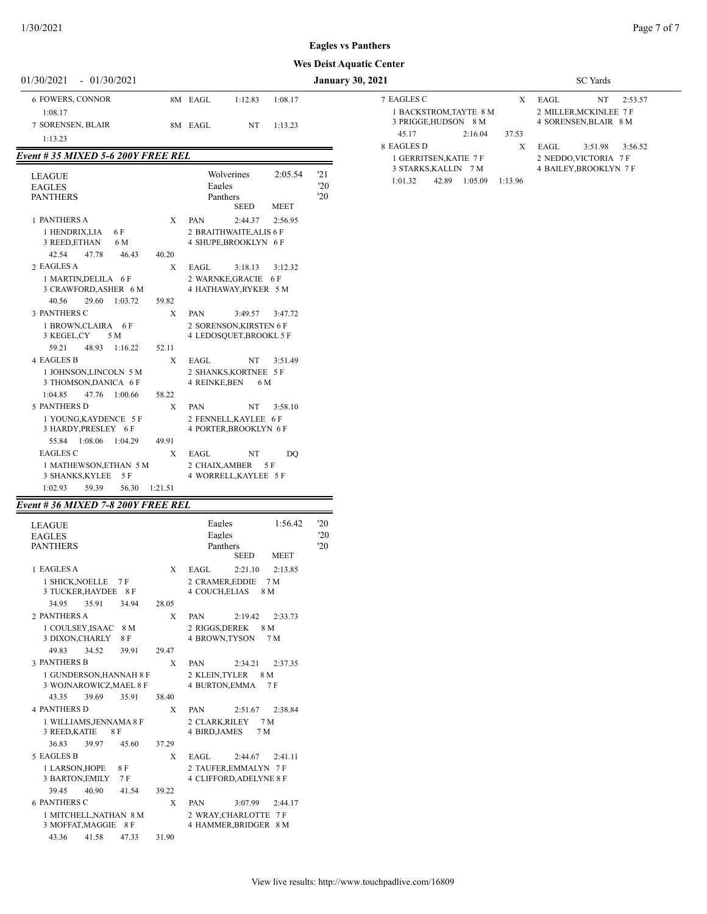**Eagles vs Panthers**

**Wes Deist Aquatic Center**

01/30/2021 - 01/30/2021 **January 30, 2021** SC Yards

6 FOWERS, CONNOR 8M EAGL 1:12.83 1:08.17
1:08.17

7 SORENSEN, BLAIR 8M EAGL NT 1:13.23
1:13.23

## Event # 35 MIXED 5-6 200Y FREE REL

| | | | |
|---|---|---|---|
| LEAGUE | Wolverines | 2:05.54 | '21 |
| EAGLES | Eagles | | '20 |
| PANTHERS | Panthers | | '20 |

| | | SEED | MEET |
|---|---|---|---|
| 1 PANTHERS A | X PAN | 2:44.37 | 2:56.95 |
| 1 HENDRIX,LIA 6 F | 2 BRAITHWAITE,ALIS 6 F | | |
| 3 REED,ETHAN 6 M | 4 SHUPE,BROOKLYN 6 F | | |
| 42.54 47.78 46.43 40.20 | | | |
| 2 EAGLES A | X EAGL | 3:18.13 | 3:12.32 |
| 1 MARTIN,DELILA 6 F | 2 WARNKE,GRACIE 6 F | | |
| 3 CRAWFORD,ASHER 6 M | 4 HATHAWAY,RYKER 5 M | | |
| 40.56 29.60 1:03.72 59.82 | | | |
| 3 PANTHERS C | X PAN | 3:49.57 | 3:47.72 |
| 1 BROWN,CLAIRA 6 F | 2 SORENSON,KIRSTEN 6 F | | |
| 3 KEGEL,CY 5 M | 4 LEDOSQUET,BROOKL 5 F | | |
| 59.21 48.93 1:16.22 52.11 | | | |
| 4 EAGLES B | X EAGL | NT | 3:51.49 |
| 1 JOHNSON,LINCOLN 5 M | 2 SHANKS,KORTNEE 5 F | | |
| 3 THOMSON,DANICA 6 F | 4 REINKE,BEN 6 M | | |
| 1:04.85 47.76 1:00.66 58.22 | | | |
| 5 PANTHERS D | X PAN | NT | 3:58.10 |
| 1 YOUNG,KAYDENCE 5 F | 2 FENNELL,KAYLEE 6 F | | |
| 3 HARDY,PRESLEY 6 F | 4 PORTER,BROOKLYN 6 F | | |
| 55.84 1:08.06 1:04.29 49.91 | | | |
| EAGLES C | X EAGL | NT | DQ |
| 1 MATHEWSON,ETHAN 5 M | 2 CHAIX,AMBER 5 F | | |
| 3 SHANKS,KYLEE 5 F | 4 WORRELL,KAYLEE 5 F | | |
| 1:02.93 59.39 56.30 1:21.51 | | | |

## Event # 36 MIXED 7-8 200Y FREE REL

| | | | |
|---|---|---|---|
| LEAGUE | Eagles | 1:56.42 | '20 |
| EAGLES | Eagles | | '20 |
| PANTHERS | Panthers | | '20 |

| | | SEED | MEET |
|---|---|---|---|
| 1 EAGLES A | X EAGL | 2:21.10 | 2:13.85 |
| 1 SHICK,NOELLE 7 F | 2 CRAMER,EDDIE 7 M | | |
| 3 TUCKER,HAYDEE 8 F | 4 COUCH,ELIAS 8 M | | |
| 34.95 35.91 34.94 28.05 | | | |
| 2 PANTHERS A | X PAN | 2:19.42 | 2:33.73 |
| 1 COULSEY,ISAAC 8 M | 2 RIGGS,DEREK 8 M | | |
| 3 DIXON,CHARLY 8 F | 4 BROWN,TYSON 7 M | | |
| 49.83 34.52 39.91 29.47 | | | |
| 3 PANTHERS B | X PAN | 2:34.21 | 2:37.35 |
| 1 GUNDERSON,HANNAH 8 F | 2 KLEIN,TYLER 8 M | | |
| 3 WOJNAROWICZ,MAEL 8 F | 4 BURTON,EMMA 7 F | | |
| 43.35 39.69 35.91 38.40 | | | |
| 4 PANTHERS D | X PAN | 2:51.67 | 2:38.84 |
| 1 WILLIAMS,JENNAMA 8 F | 2 CLARK,RILEY 7 M | | |
| 3 REED,KATIE 8 F | 4 BIRD,JAMES 7 M | | |
| 36.83 39.97 45.60 37.29 | | | |
| 5 EAGLES B | X EAGL | 2:44.67 | 2:41.11 |
| 1 LARSON,HOPE 8 F | 2 TAUFER,EMMALYN 7 F | | |
| 3 BARTON,EMILY 7 F | 4 CLIFFORD,ADELYNE 8 F | | |
| 39.45 40.90 41.54 39.22 | | | |
| 6 PANTHERS C | X PAN | 3:07.99 | 2:44.17 |
| 1 MITCHELL,NATHAN 8 M | 2 WRAY,CHARLOTTE 7 F | | |
| 3 MOFFAT,MAGGIE 8 F | 4 HAMMER,BRIDGER 8 M | | |
| 43.36 41.58 47.33 31.90 | | | |
| 7 EAGLES C | X EAGL | NT | 2:53.57 |
| 1 BACKSTROM,TAYTE 8 M | 2 MILLER,MCKINLEE 7 F | | |
| 3 PRIGGE,HUDSON 8 M | 4 SORENSEN,BLAIR 8 M | | |
| 45.17 2:16.04 37.53 | | | |
| 8 EAGLES D | X EAGL | 3:51.98 | 3:56.52 |
| 1 GERRITSEN,KATIE 7 F | 2 NEDDO,VICTORIA 7 F | | |
| 3 STARKS,KALLIN 7 M | 4 BAILEY,BROOKLYN 7 F | | |
| 1:01.32 42.89 1:05.09 1:13.96 | | | |

View live results: http://www.touchpadlive.com/16809